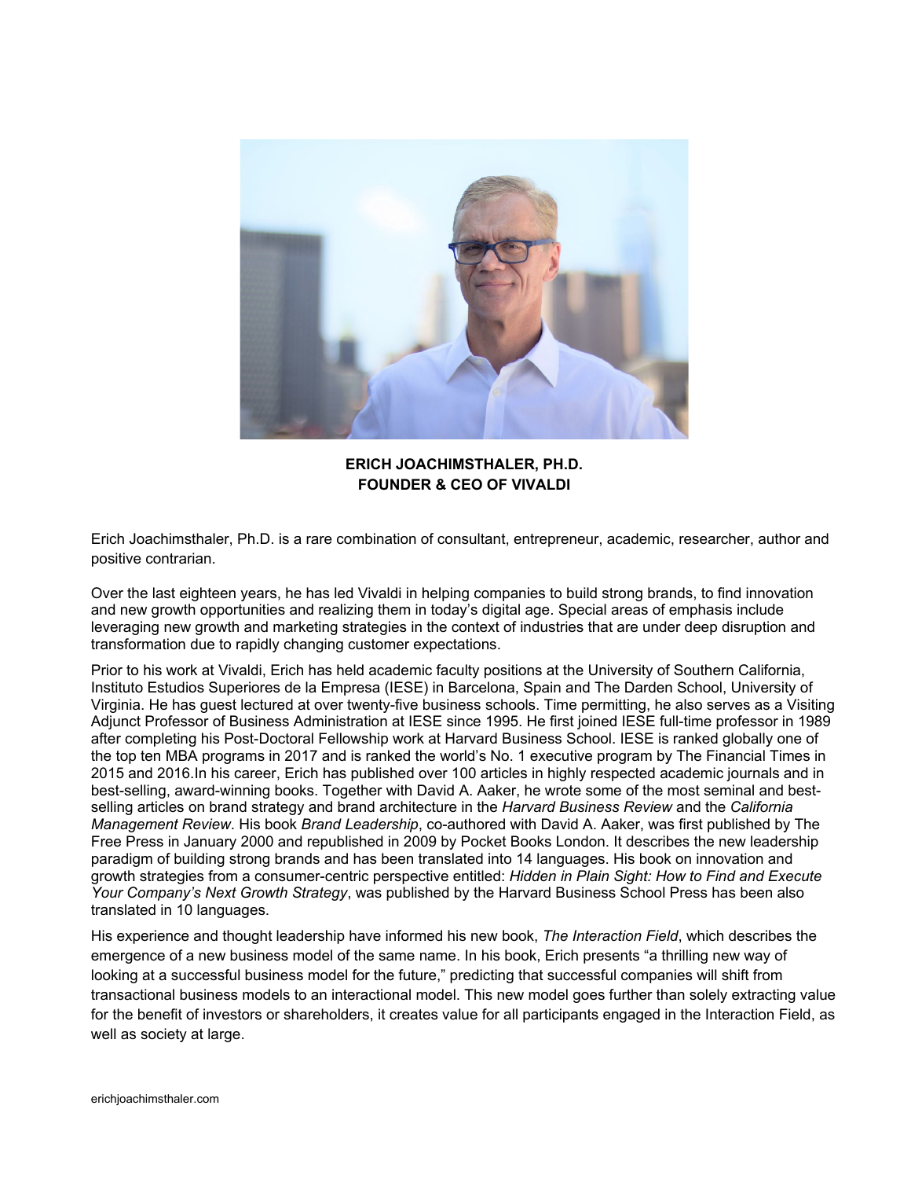**ERICH JOACHIMSTHALER, PH.D.**
**FOUNDER & CEO OF VIVALDI**

Erich Joachimsthaler, Ph.D. is a rare combination of consultant, entrepreneur, academic, researcher, author and positive contrarian.

Over the last eighteen years, he has led Vivaldi in helping companies to build strong brands, to find innovation and new growth opportunities and realizing them in today's digital age. Special areas of emphasis include leveraging new growth and marketing strategies in the context of industries that are under deep disruption and transformation due to rapidly changing customer expectations.

Prior to his work at Vivaldi, Erich has held academic faculty positions at the University of Southern California, Instituto Estudios Superiores de la Empresa (IESE) in Barcelona, Spain and The Darden School, University of Virginia. He has guest lectured at over twenty-five business schools. Time permitting, he also serves as a Visiting Adjunct Professor of Business Administration at IESE since 1995. He first joined IESE full-time professor in 1989 after completing his Post-Doctoral Fellowship work at Harvard Business School. IESE is ranked globally one of the top ten MBA programs in 2017 and is ranked the world's No. 1 executive program by The Financial Times in 2015 and 2016.In his career, Erich has published over 100 articles in highly respected academic journals and in best-selling, award-winning books. Together with David A. Aaker, he wrote some of the most seminal and best-selling articles on brand strategy and brand architecture in the *Harvard Business Review* and the *California Management Review*. His book *Brand Leadership*, co-authored with David A. Aaker, was first published by The Free Press in January 2000 and republished in 2009 by Pocket Books London. It describes the new leadership paradigm of building strong brands and has been translated into 14 languages. His book on innovation and growth strategies from a consumer-centric perspective entitled: *Hidden in Plain Sight: How to Find and Execute Your Company's Next Growth Strategy*, was published by the Harvard Business School Press has been also translated in 10 languages.

His experience and thought leadership have informed his new book, *The Interaction Field*, which describes the emergence of a new business model of the same name. In his book, Erich presents "a thrilling new way of looking at a successful business model for the future," predicting that successful companies will shift from transactional business models to an interactional model. This new model goes further than solely extracting value for the benefit of investors or shareholders, it creates value for all participants engaged in the Interaction Field, as well as society at large.

erichjoachimsthaler.com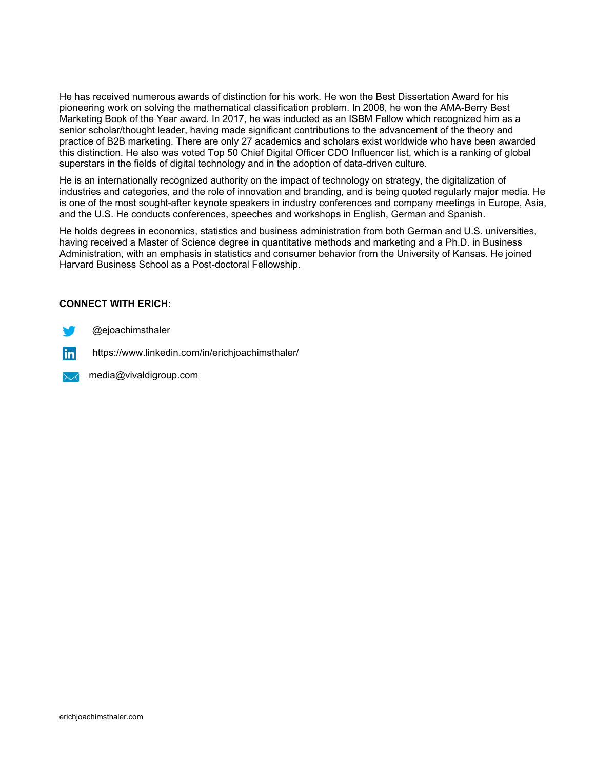He has received numerous awards of distinction for his work. He won the Best Dissertation Award for his pioneering work on solving the mathematical classification problem. In 2008, he won the AMA-Berry Best Marketing Book of the Year award. In 2017, he was inducted as an ISBM Fellow which recognized him as a senior scholar/thought leader, having made significant contributions to the advancement of the theory and practice of B2B marketing. There are only 27 academics and scholars exist worldwide who have been awarded this distinction. He also was voted Top 50 Chief Digital Officer CDO Influencer list, which is a ranking of global superstars in the fields of digital technology and in the adoption of data-driven culture.

He is an internationally recognized authority on the impact of technology on strategy, the digitalization of industries and categories, and the role of innovation and branding, and is being quoted regularly major media. He is one of the most sought-after keynote speakers in industry conferences and company meetings in Europe, Asia, and the U.S. He conducts conferences, speeches and workshops in English, German and Spanish.

He holds degrees in economics, statistics and business administration from both German and U.S. universities, having received a Master of Science degree in quantitative methods and marketing and a Ph.D. in Business Administration, with an emphasis in statistics and consumer behavior from the University of Kansas. He joined Harvard Business School as a Post-doctoral Fellowship.

**CONNECT WITH ERICH:**

@ejoachimsthaler

https://www.linkedin.com/in/erichjoachimsthaler/

media@vivaldigroup.com

erichjoachimsthaler.com